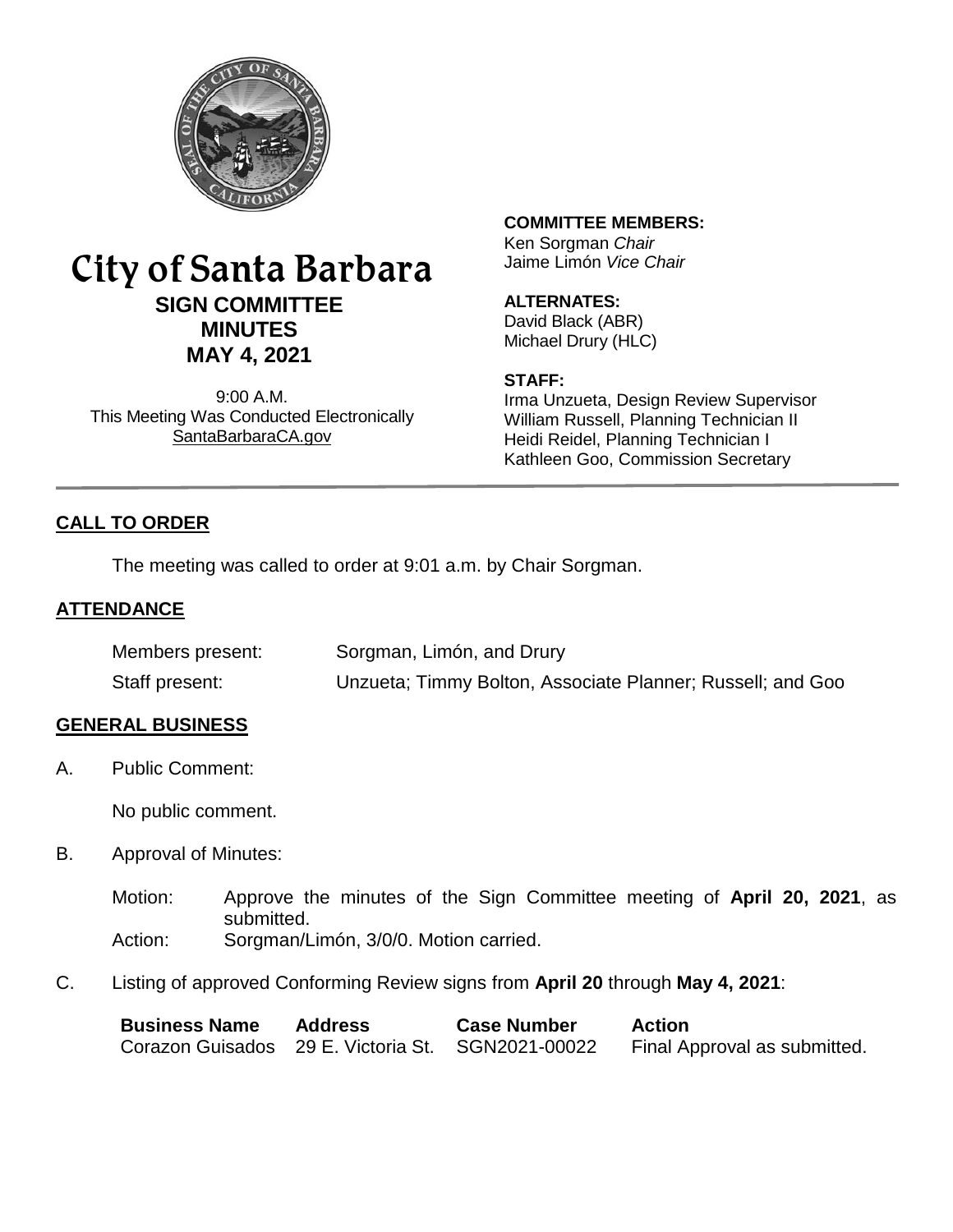# City of Santa Barbara

## SIGN COMMITTEE MINUTES

## MAY 4, 2021

9:00 A.M.
This Meeting Was Conducted Electronically
SantaBarbaraCA.gov

**COMMITTEE MEMBERS:**
Ken Sorgman *Chair*
Jaime Limón *Vice Chair*

**ALTERNATES:**
David Black (ABR)
Michael Drury (HLC)

**STAFF:**
Irma Unzueta, Design Review Supervisor
William Russell, Planning Technician II
Heidi Reidel, Planning Technician I
Kathleen Goo, Commission Secretary

---

## CALL TO ORDER

The meeting was called to order at 9:01 a.m. by Chair Sorgman.

## ATTENDANCE

| | |
|---|---|
| Members present: | Sorgman, Limón, and Drury |
| Staff present: | Unzueta; Timmy Bolton, Associate Planner; Russell; and Goo |

## GENERAL BUSINESS

A. Public Comment:

No public comment.

B. Approval of Minutes:

Motion: Approve the minutes of the Sign Committee meeting of **April 20, 2021**, as submitted.
Action: Sorgman/Limón, 3/0/0. Motion carried.

C. Listing of approved Conforming Review signs from **April 20** through **May 4, 2021**:

| Business Name | Address | Case Number | Action |
|---|---|---|---|
| Corazon Guisados | 29 E. Victoria St. | SGN2021-00022 | Final Approval as submitted. |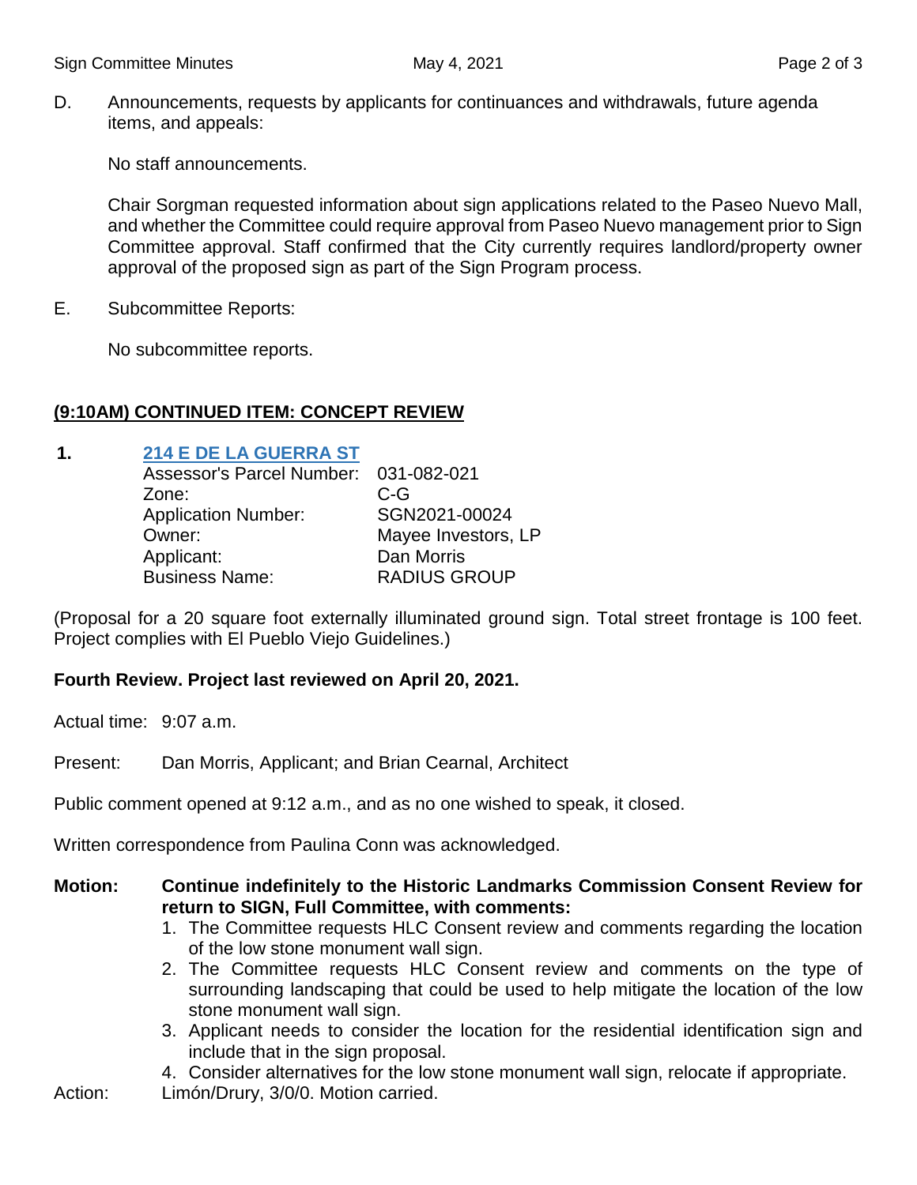D. Announcements, requests by applicants for continuances and withdrawals, future agenda items, and appeals:

No staff announcements.

Chair Sorgman requested information about sign applications related to the Paseo Nuevo Mall, and whether the Committee could require approval from Paseo Nuevo management prior to Sign Committee approval. Staff confirmed that the City currently requires landlord/property owner approval of the proposed sign as part of the Sign Program process.

E. Subcommittee Reports:

No subcommittee reports.

## (9:10AM) CONTINUED ITEM: CONCEPT REVIEW

**1. 214 E DE LA GUERRA ST**

Assessor's Parcel Number: 031-082-021
Zone: C-G
Application Number: SGN2021-00024
Owner: Mayee Investors, LP
Applicant: Dan Morris
Business Name: RADIUS GROUP

(Proposal for a 20 square foot externally illuminated ground sign. Total street frontage is 100 feet. Project complies with El Pueblo Viejo Guidelines.)

**Fourth Review. Project last reviewed on April 20, 2021.**

Actual time: 9:07 a.m.

Present: Dan Morris, Applicant; and Brian Cearnal, Architect

Public comment opened at 9:12 a.m., and as no one wished to speak, it closed.

Written correspondence from Paulina Conn was acknowledged.

**Motion: Continue indefinitely to the Historic Landmarks Commission Consent Review for return to SIGN, Full Committee, with comments:**

1. The Committee requests HLC Consent review and comments regarding the location of the low stone monument wall sign.
2. The Committee requests HLC Consent review and comments on the type of surrounding landscaping that could be used to help mitigate the location of the low stone monument wall sign.
3. Applicant needs to consider the location for the residential identification sign and include that in the sign proposal.
4. Consider alternatives for the low stone monument wall sign, relocate if appropriate.

Action: Limón/Drury, 3/0/0. Motion carried.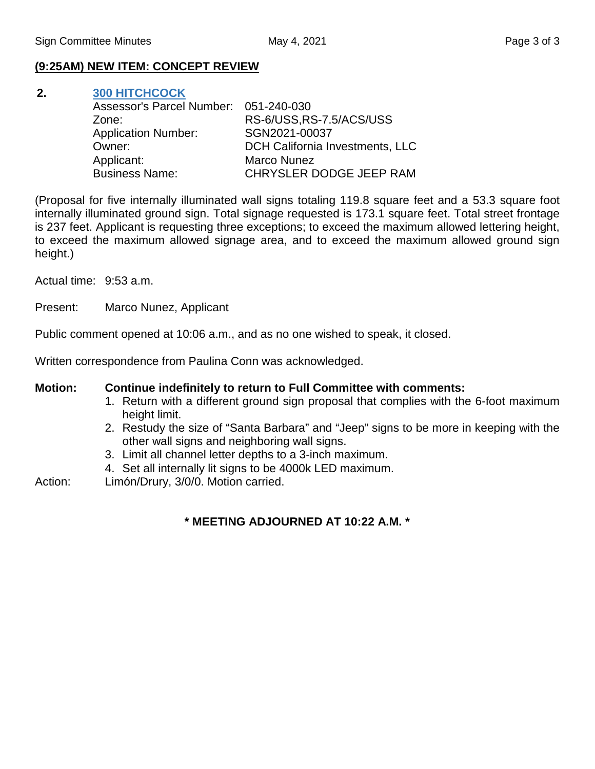## (9:25AM) NEW ITEM: CONCEPT REVIEW

### 2. 300 HITCHCOCK

| | |
|---|---|
| Assessor's Parcel Number: | 051-240-030 |
| Zone: | RS-6/USS,RS-7.5/ACS/USS |
| Application Number: | SGN2021-00037 |
| Owner: | DCH California Investments, LLC |
| Applicant: | Marco Nunez |
| Business Name: | CHRYSLER DODGE JEEP RAM |

(Proposal for five internally illuminated wall signs totaling 119.8 square feet and a 53.3 square foot internally illuminated ground sign. Total signage requested is 173.1 square feet. Total street frontage is 237 feet. Applicant is requesting three exceptions; to exceed the maximum allowed lettering height, to exceed the maximum allowed signage area, and to exceed the maximum allowed ground sign height.)

Actual time: 9:53 a.m.

Present: Marco Nunez, Applicant

Public comment opened at 10:06 a.m., and as no one wished to speak, it closed.

Written correspondence from Paulina Conn was acknowledged.

**Motion: Continue indefinitely to return to Full Committee with comments:**

1. Return with a different ground sign proposal that complies with the 6-foot maximum height limit.
2. Restudy the size of "Santa Barbara" and "Jeep" signs to be more in keeping with the other wall signs and neighboring wall signs.
3. Limit all channel letter depths to a 3-inch maximum.
4. Set all internally lit signs to be 4000k LED maximum.

Action: Limón/Drury, 3/0/0. Motion carried.

**\* MEETING ADJOURNED AT 10:22 A.M. \***